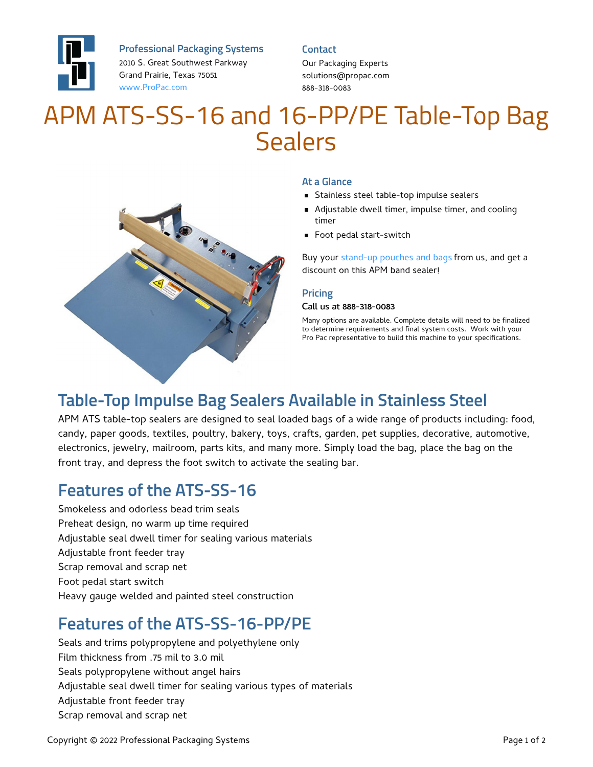**Professional Packaging Systems**
2010 S. Great Southwest Parkway
Grand Prairie, Texas 75051
www.ProPac.com

**Contact**
Our Packaging Experts
solutions@propac.com
888-318-0083

# APM ATS-SS-16 and 16-PP/PE Table-Top Bag Sealers

### At a Glance

- Stainless steel table-top impulse sealers
- Adjustable dwell timer, impulse timer, and cooling timer
- Foot pedal start-switch

Buy your stand-up pouches and bags from us, and get a discount on this APM band sealer!

### Pricing

**Call us at 888-318-0083**

Many options are available. Complete details will need to be finalized to determine requirements and final system costs. Work with your Pro Pac representative to build this machine to your specifications.

## Table-Top Impulse Bag Sealers Available in Stainless Steel

APM ATS table-top sealers are designed to seal loaded bags of a wide range of products including: food, candy, paper goods, textiles, poultry, bakery, toys, crafts, garden, pet supplies, decorative, automotive, electronics, jewelry, mailroom, parts kits, and many more. Simply load the bag, place the bag on the front tray, and depress the foot switch to activate the sealing bar.

## Features of the ATS-SS-16

Smokeless and odorless bead trim seals
Preheat design, no warm up time required
Adjustable seal dwell timer for sealing various materials
Adjustable front feeder tray
Scrap removal and scrap net
Foot pedal start switch
Heavy gauge welded and painted steel construction

## Features of the ATS-SS-16-PP/PE

Seals and trims polypropylene and polyethylene only
Film thickness from .75 mil to 3.0 mil
Seals polypropylene without angel hairs
Adjustable seal dwell timer for sealing various types of materials
Adjustable front feeder tray
Scrap removal and scrap net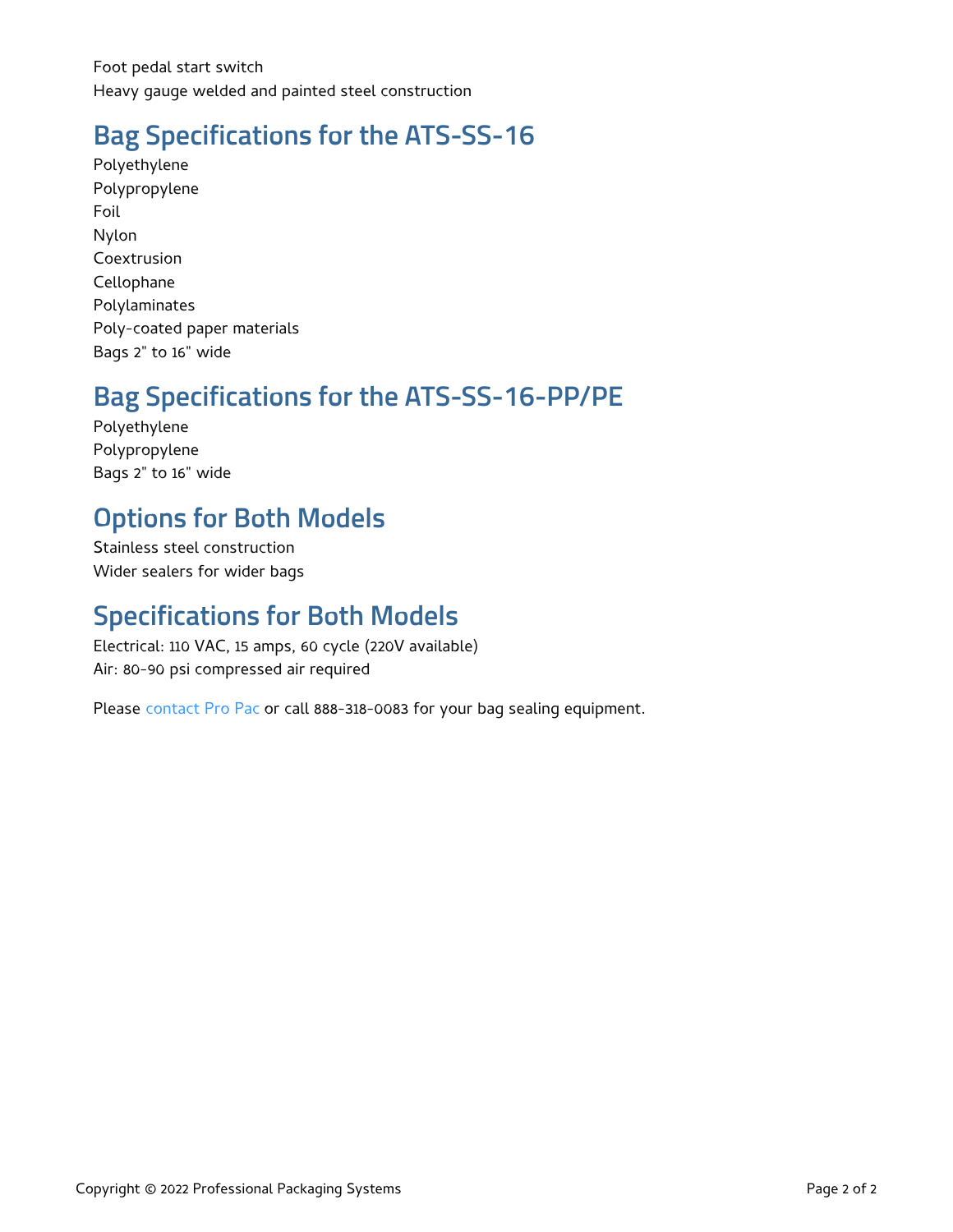Foot pedal start switch
Heavy gauge welded and painted steel construction

## Bag Specifications for the ATS-SS-16

Polyethylene
Polypropylene
Foil
Nylon
Coextrusion
Cellophane
Polylaminates
Poly-coated paper materials
Bags 2" to 16" wide

## Bag Specifications for the ATS-SS-16-PP/PE

Polyethylene
Polypropylene
Bags 2" to 16" wide

## Options for Both Models

Stainless steel construction
Wider sealers for wider bags

## Specifications for Both Models

Electrical: 110 VAC, 15 amps, 60 cycle (220V available)
Air: 80-90 psi compressed air required

Please contact Pro Pac or call 888-318-0083 for your bag sealing equipment.

Copyright © 2022 Professional Packaging Systems